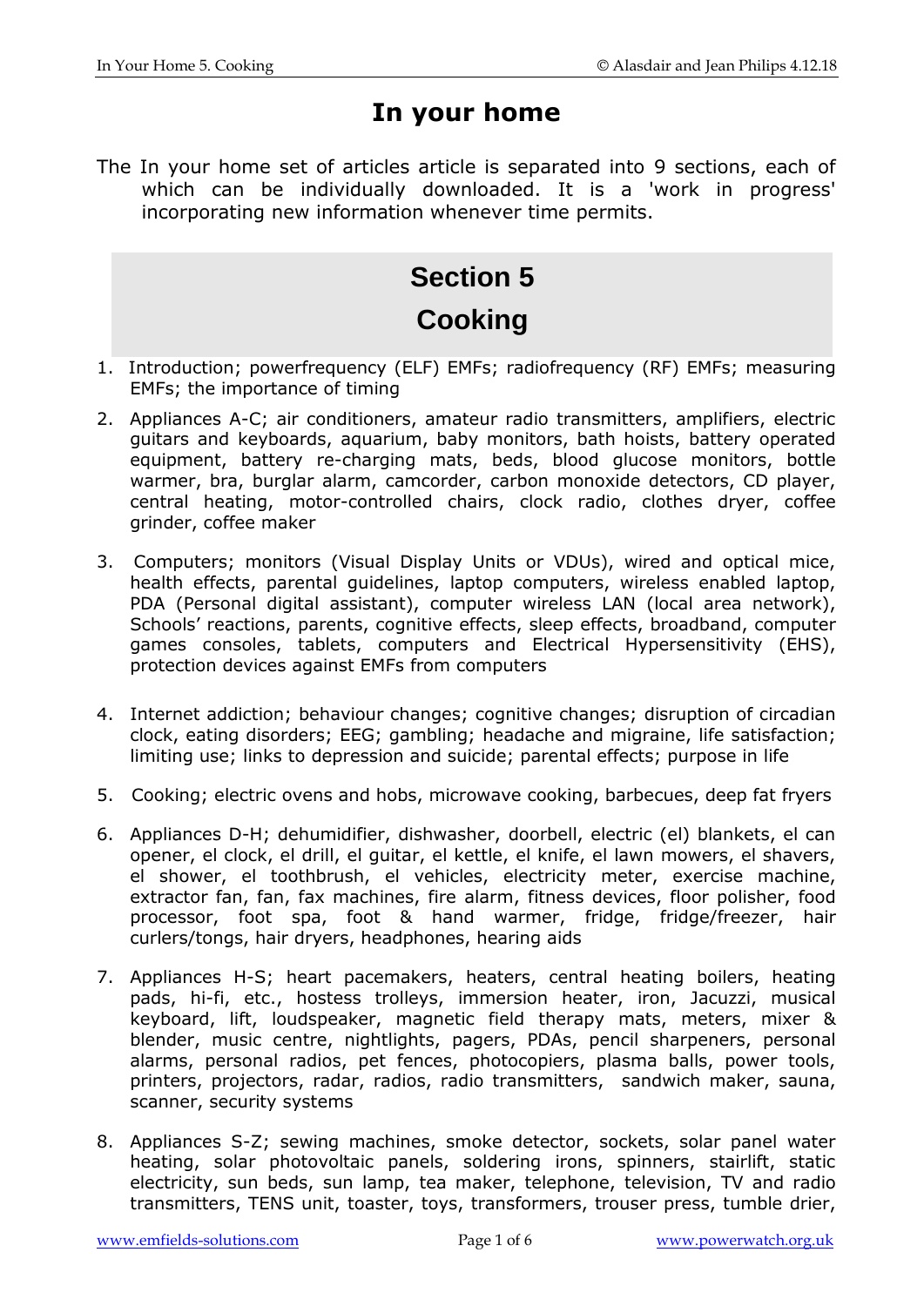# In your home

The In your home set of articles article is separated into 9 sections, each of which can be individually downloaded. It is a 'work in progress' incorporating new information whenever time permits.

## Section 5

## Cooking

1. Introduction; powerfrequency (ELF) EMFs; radiofrequency (RF) EMFs; measuring EMFs; the importance of timing
2. Appliances A-C; air conditioners, amateur radio transmitters, amplifiers, electric guitars and keyboards, aquarium, baby monitors, bath hoists, battery operated equipment, battery re-charging mats, beds, blood glucose monitors, bottle warmer, bra, burglar alarm, camcorder, carbon monoxide detectors, CD player, central heating, motor-controlled chairs, clock radio, clothes dryer, coffee grinder, coffee maker
3. Computers; monitors (Visual Display Units or VDUs), wired and optical mice, health effects, parental guidelines, laptop computers, wireless enabled laptop, PDA (Personal digital assistant), computer wireless LAN (local area network), Schools' reactions, parents, cognitive effects, sleep effects, broadband, computer games consoles, tablets, computers and Electrical Hypersensitivity (EHS), protection devices against EMFs from computers
4. Internet addiction; behaviour changes; cognitive changes; disruption of circadian clock, eating disorders; EEG; gambling; headache and migraine, life satisfaction; limiting use; links to depression and suicide; parental effects; purpose in life
5. Cooking; electric ovens and hobs, microwave cooking, barbecues, deep fat fryers
6. Appliances D-H; dehumidifier, dishwasher, doorbell, electric (el) blankets, el can opener, el clock, el drill, el guitar, el kettle, el knife, el lawn mowers, el shavers, el shower, el toothbrush, el vehicles, electricity meter, exercise machine, extractor fan, fan, fax machines, fire alarm, fitness devices, floor polisher, food processor, foot spa, foot & hand warmer, fridge, fridge/freezer, hair curlers/tongs, hair dryers, headphones, hearing aids
7. Appliances H-S; heart pacemakers, heaters, central heating boilers, heating pads, hi-fi, etc., hostess trolleys, immersion heater, iron, Jacuzzi, musical keyboard, lift, loudspeaker, magnetic field therapy mats, meters, mixer & blender, music centre, nightlights, pagers, PDAs, pencil sharpeners, personal alarms, personal radios, pet fences, photocopiers, plasma balls, power tools, printers, projectors, radar, radios, radio transmitters, sandwich maker, sauna, scanner, security systems
8. Appliances S-Z; sewing machines, smoke detector, sockets, solar panel water heating, solar photovoltaic panels, soldering irons, spinners, stairlift, static electricity, sun beds, sun lamp, tea maker, telephone, television, TV and radio transmitters, TENS unit, toaster, toys, transformers, trouser press, tumble drier,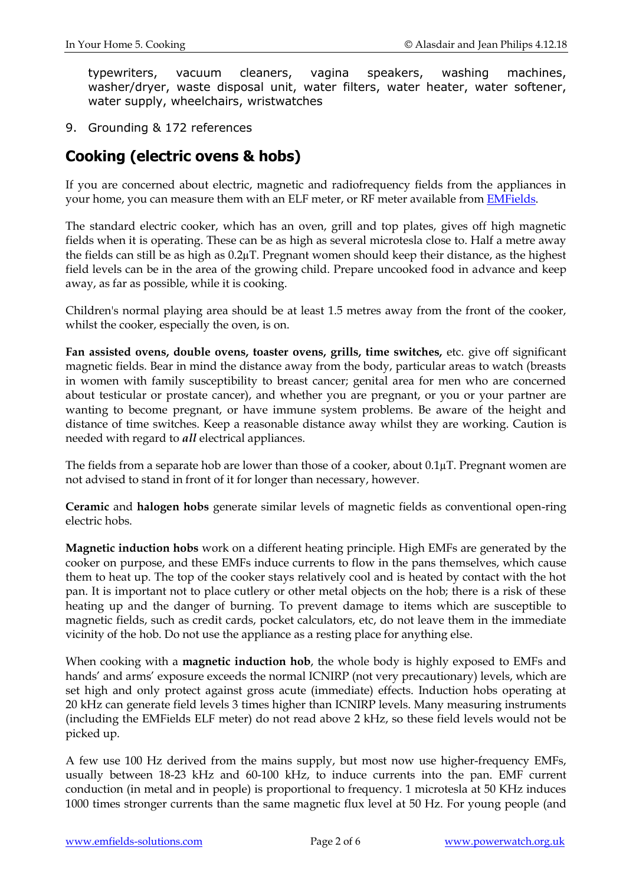typewriters, vacuum cleaners, vagina speakers, washing machines, washer/dryer, waste disposal unit, water filters, water heater, water softener, water supply, wheelchairs, wristwatches

9. Grounding & 172 references

## Cooking (electric ovens & hobs)

If you are concerned about electric, magnetic and radiofrequency fields from the appliances in your home, you can measure them with an ELF meter, or RF meter available from EMFields.

The standard electric cooker, which has an oven, grill and top plates, gives off high magnetic fields when it is operating. These can be as high as several microtesla close to. Half a metre away the fields can still be as high as 0.2µT. Pregnant women should keep their distance, as the highest field levels can be in the area of the growing child. Prepare uncooked food in advance and keep away, as far as possible, while it is cooking.

Children's normal playing area should be at least 1.5 metres away from the front of the cooker, whilst the cooker, especially the oven, is on.

**Fan assisted ovens, double ovens, toaster ovens, grills, time switches,** etc. give off significant magnetic fields. Bear in mind the distance away from the body, particular areas to watch (breasts in women with family susceptibility to breast cancer; genital area for men who are concerned about testicular or prostate cancer), and whether you are pregnant, or you or your partner are wanting to become pregnant, or have immune system problems. Be aware of the height and distance of time switches. Keep a reasonable distance away whilst they are working. Caution is needed with regard to ***all*** electrical appliances.

The fields from a separate hob are lower than those of a cooker, about 0.1µT. Pregnant women are not advised to stand in front of it for longer than necessary, however.

**Ceramic** and **halogen hobs** generate similar levels of magnetic fields as conventional open-ring electric hobs.

**Magnetic induction hobs** work on a different heating principle. High EMFs are generated by the cooker on purpose, and these EMFs induce currents to flow in the pans themselves, which cause them to heat up. The top of the cooker stays relatively cool and is heated by contact with the hot pan. It is important not to place cutlery or other metal objects on the hob; there is a risk of these heating up and the danger of burning. To prevent damage to items which are susceptible to magnetic fields, such as credit cards, pocket calculators, etc, do not leave them in the immediate vicinity of the hob. Do not use the appliance as a resting place for anything else.

When cooking with a **magnetic induction hob**, the whole body is highly exposed to EMFs and hands' and arms' exposure exceeds the normal ICNIRP (not very precautionary) levels, which are set high and only protect against gross acute (immediate) effects. Induction hobs operating at 20 kHz can generate field levels 3 times higher than ICNIRP levels. Many measuring instruments (including the EMFields ELF meter) do not read above 2 kHz, so these field levels would not be picked up.

A few use 100 Hz derived from the mains supply, but most now use higher-frequency EMFs, usually between 18-23 kHz and 60-100 kHz, to induce currents into the pan. EMF current conduction (in metal and in people) is proportional to frequency. 1 microtesla at 50 KHz induces 1000 times stronger currents than the same magnetic flux level at 50 Hz. For young people (and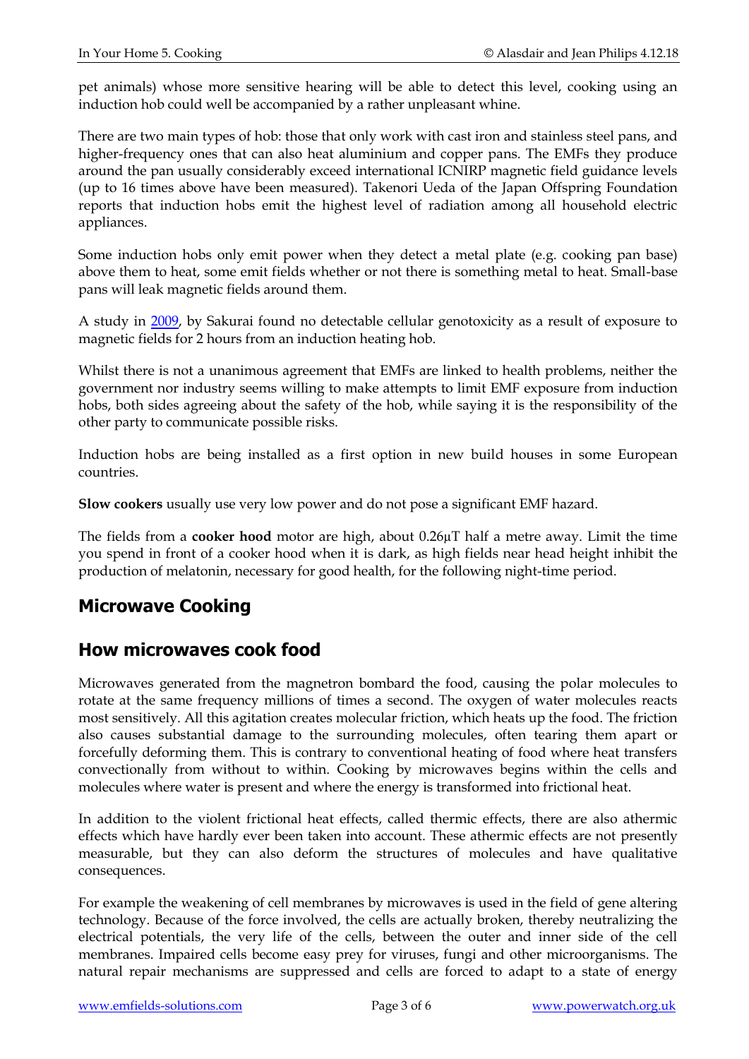pet animals) whose more sensitive hearing will be able to detect this level, cooking using an induction hob could well be accompanied by a rather unpleasant whine.

There are two main types of hob: those that only work with cast iron and stainless steel pans, and higher-frequency ones that can also heat aluminium and copper pans. The EMFs they produce around the pan usually considerably exceed international ICNIRP magnetic field guidance levels (up to 16 times above have been measured). Takenori Ueda of the Japan Offspring Foundation reports that induction hobs emit the highest level of radiation among all household electric appliances.

Some induction hobs only emit power when they detect a metal plate (e.g. cooking pan base) above them to heat, some emit fields whether or not there is something metal to heat. Small-base pans will leak magnetic fields around them.

A study in 2009, by Sakurai found no detectable cellular genotoxicity as a result of exposure to magnetic fields for 2 hours from an induction heating hob.

Whilst there is not a unanimous agreement that EMFs are linked to health problems, neither the government nor industry seems willing to make attempts to limit EMF exposure from induction hobs, both sides agreeing about the safety of the hob, while saying it is the responsibility of the other party to communicate possible risks.

Induction hobs are being installed as a first option in new build houses in some European countries.

**Slow cookers** usually use very low power and do not pose a significant EMF hazard.

The fields from a **cooker hood** motor are high, about 0.26µT half a metre away. Limit the time you spend in front of a cooker hood when it is dark, as high fields near head height inhibit the production of melatonin, necessary for good health, for the following night-time period.

## Microwave Cooking

## How microwaves cook food

Microwaves generated from the magnetron bombard the food, causing the polar molecules to rotate at the same frequency millions of times a second. The oxygen of water molecules reacts most sensitively. All this agitation creates molecular friction, which heats up the food. The friction also causes substantial damage to the surrounding molecules, often tearing them apart or forcefully deforming them. This is contrary to conventional heating of food where heat transfers convectionally from without to within. Cooking by microwaves begins within the cells and molecules where water is present and where the energy is transformed into frictional heat.

In addition to the violent frictional heat effects, called thermic effects, there are also athermic effects which have hardly ever been taken into account. These athermic effects are not presently measurable, but they can also deform the structures of molecules and have qualitative consequences.

For example the weakening of cell membranes by microwaves is used in the field of gene altering technology. Because of the force involved, the cells are actually broken, thereby neutralizing the electrical potentials, the very life of the cells, between the outer and inner side of the cell membranes. Impaired cells become easy prey for viruses, fungi and other microorganisms. The natural repair mechanisms are suppressed and cells are forced to adapt to a state of energy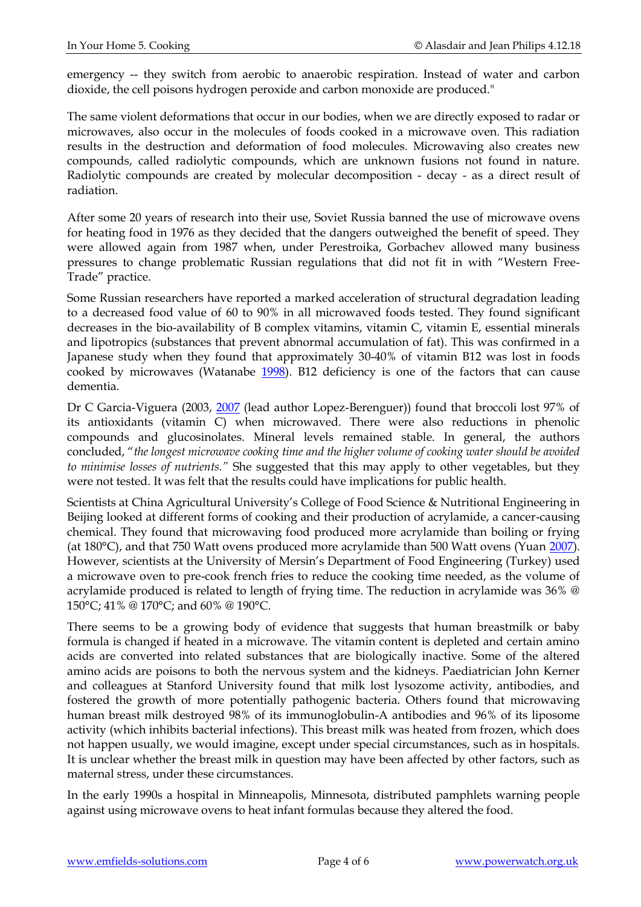emergency -- they switch from aerobic to anaerobic respiration. Instead of water and carbon dioxide, the cell poisons hydrogen peroxide and carbon monoxide are produced."

The same violent deformations that occur in our bodies, when we are directly exposed to radar or microwaves, also occur in the molecules of foods cooked in a microwave oven. This radiation results in the destruction and deformation of food molecules. Microwaving also creates new compounds, called radiolytic compounds, which are unknown fusions not found in nature. Radiolytic compounds are created by molecular decomposition - decay - as a direct result of radiation.

After some 20 years of research into their use, Soviet Russia banned the use of microwave ovens for heating food in 1976 as they decided that the dangers outweighed the benefit of speed. They were allowed again from 1987 when, under Perestroika, Gorbachev allowed many business pressures to change problematic Russian regulations that did not fit in with "Western Free-Trade" practice.

Some Russian researchers have reported a marked acceleration of structural degradation leading to a decreased food value of 60 to 90% in all microwaved foods tested. They found significant decreases in the bio-availability of B complex vitamins, vitamin C, vitamin E, essential minerals and lipotropics (substances that prevent abnormal accumulation of fat). This was confirmed in a Japanese study when they found that approximately 30-40% of vitamin B12 was lost in foods cooked by microwaves (Watanabe 1998). B12 deficiency is one of the factors that can cause dementia.

Dr C Garcia-Viguera (2003, 2007 (lead author Lopez-Berenguer)) found that broccoli lost 97% of its antioxidants (vitamin C) when microwaved. There were also reductions in phenolic compounds and glucosinolates. Mineral levels remained stable. In general, the authors concluded, "*the longest microwave cooking time and the higher volume of cooking water should be avoided to minimise losses of nutrients.*" She suggested that this may apply to other vegetables, but they were not tested. It was felt that the results could have implications for public health.

Scientists at China Agricultural University's College of Food Science & Nutritional Engineering in Beijing looked at different forms of cooking and their production of acrylamide, a cancer-causing chemical. They found that microwaving food produced more acrylamide than boiling or frying (at 180°C), and that 750 Watt ovens produced more acrylamide than 500 Watt ovens (Yuan 2007). However, scientists at the University of Mersin's Department of Food Engineering (Turkey) used a microwave oven to pre-cook french fries to reduce the cooking time needed, as the volume of acrylamide produced is related to length of frying time. The reduction in acrylamide was 36% @ 150°C; 41% @ 170°C; and 60% @ 190°C.

There seems to be a growing body of evidence that suggests that human breastmilk or baby formula is changed if heated in a microwave. The vitamin content is depleted and certain amino acids are converted into related substances that are biologically inactive. Some of the altered amino acids are poisons to both the nervous system and the kidneys. Paediatrician John Kerner and colleagues at Stanford University found that milk lost lysozome activity, antibodies, and fostered the growth of more potentially pathogenic bacteria. Others found that microwaving human breast milk destroyed 98% of its immunoglobulin-A antibodies and 96% of its liposome activity (which inhibits bacterial infections). This breast milk was heated from frozen, which does not happen usually, we would imagine, except under special circumstances, such as in hospitals. It is unclear whether the breast milk in question may have been affected by other factors, such as maternal stress, under these circumstances.

In the early 1990s a hospital in Minneapolis, Minnesota, distributed pamphlets warning people against using microwave ovens to heat infant formulas because they altered the food.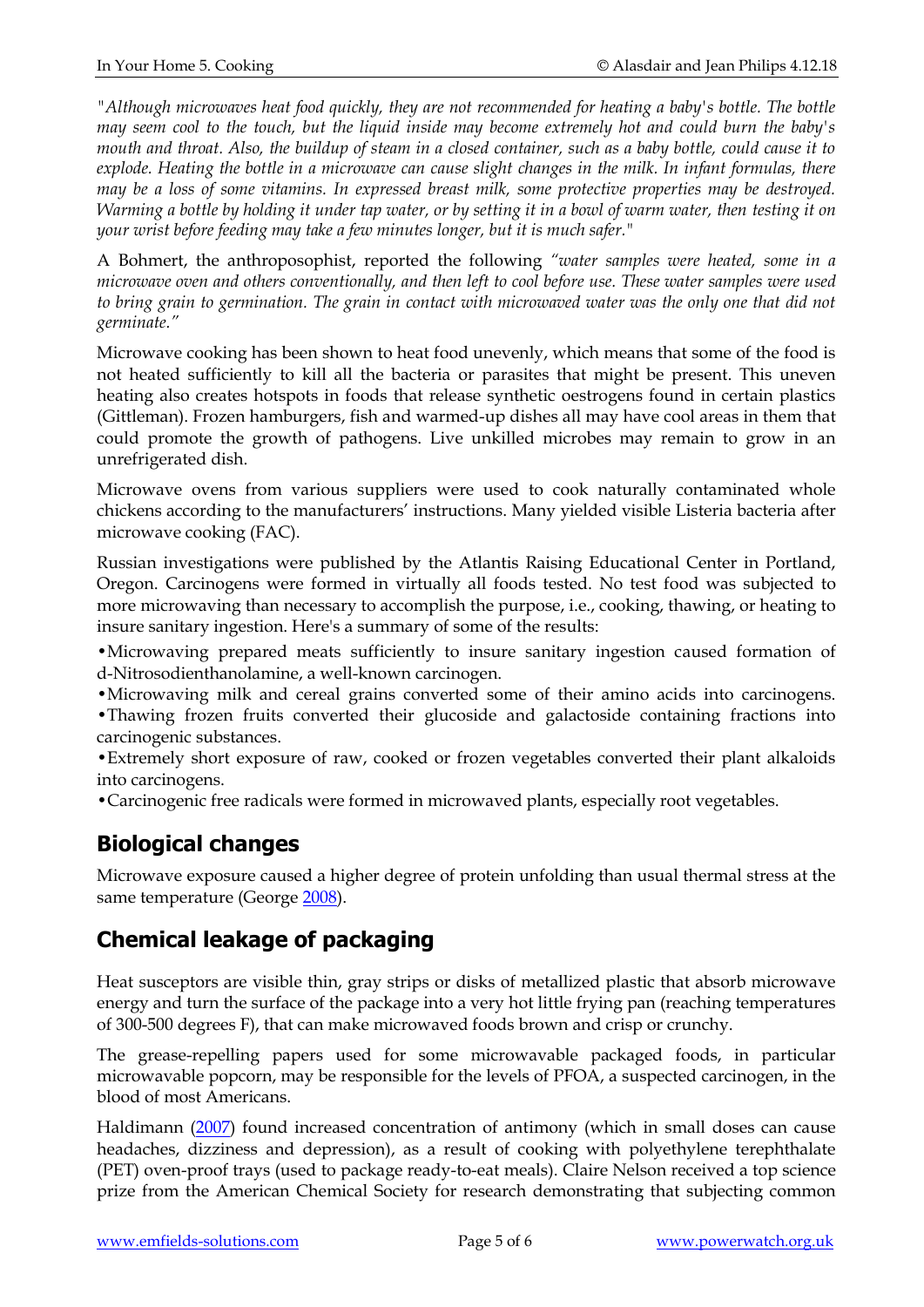*"Although microwaves heat food quickly, they are not recommended for heating a baby's bottle. The bottle may seem cool to the touch, but the liquid inside may become extremely hot and could burn the baby's mouth and throat. Also, the buildup of steam in a closed container, such as a baby bottle, could cause it to explode. Heating the bottle in a microwave can cause slight changes in the milk. In infant formulas, there may be a loss of some vitamins. In expressed breast milk, some protective properties may be destroyed. Warming a bottle by holding it under tap water, or by setting it in a bowl of warm water, then testing it on your wrist before feeding may take a few minutes longer, but it is much safer."*

A Bohmert, the anthroposophist, reported the following *"water samples were heated, some in a microwave oven and others conventionally, and then left to cool before use. These water samples were used to bring grain to germination. The grain in contact with microwaved water was the only one that did not germinate."*

Microwave cooking has been shown to heat food unevenly, which means that some of the food is not heated sufficiently to kill all the bacteria or parasites that might be present. This uneven heating also creates hotspots in foods that release synthetic oestrogens found in certain plastics (Gittleman). Frozen hamburgers, fish and warmed-up dishes all may have cool areas in them that could promote the growth of pathogens. Live unkilled microbes may remain to grow in an unrefrigerated dish.

Microwave ovens from various suppliers were used to cook naturally contaminated whole chickens according to the manufacturers' instructions. Many yielded visible Listeria bacteria after microwave cooking (FAC).

Russian investigations were published by the Atlantis Raising Educational Center in Portland, Oregon. Carcinogens were formed in virtually all foods tested. No test food was subjected to more microwaving than necessary to accomplish the purpose, i.e., cooking, thawing, or heating to insure sanitary ingestion. Here's a summary of some of the results:

- Microwaving prepared meats sufficiently to insure sanitary ingestion caused formation of d-Nitrosodienthanolamine, a well-known carcinogen.
- Microwaving milk and cereal grains converted some of their amino acids into carcinogens.
- Thawing frozen fruits converted their glucoside and galactoside containing fractions into carcinogenic substances.
- Extremely short exposure of raw, cooked or frozen vegetables converted their plant alkaloids into carcinogens.
- Carcinogenic free radicals were formed in microwaved plants, especially root vegetables.

## Biological changes

Microwave exposure caused a higher degree of protein unfolding than usual thermal stress at the same temperature (George 2008).

## Chemical leakage of packaging

Heat susceptors are visible thin, gray strips or disks of metallized plastic that absorb microwave energy and turn the surface of the package into a very hot little frying pan (reaching temperatures of 300-500 degrees F), that can make microwaved foods brown and crisp or crunchy.

The grease-repelling papers used for some microwavable packaged foods, in particular microwavable popcorn, may be responsible for the levels of PFOA, a suspected carcinogen, in the blood of most Americans.

Haldimann (2007) found increased concentration of antimony (which in small doses can cause headaches, dizziness and depression), as a result of cooking with polyethylene terephthalate (PET) oven-proof trays (used to package ready-to-eat meals). Claire Nelson received a top science prize from the American Chemical Society for research demonstrating that subjecting common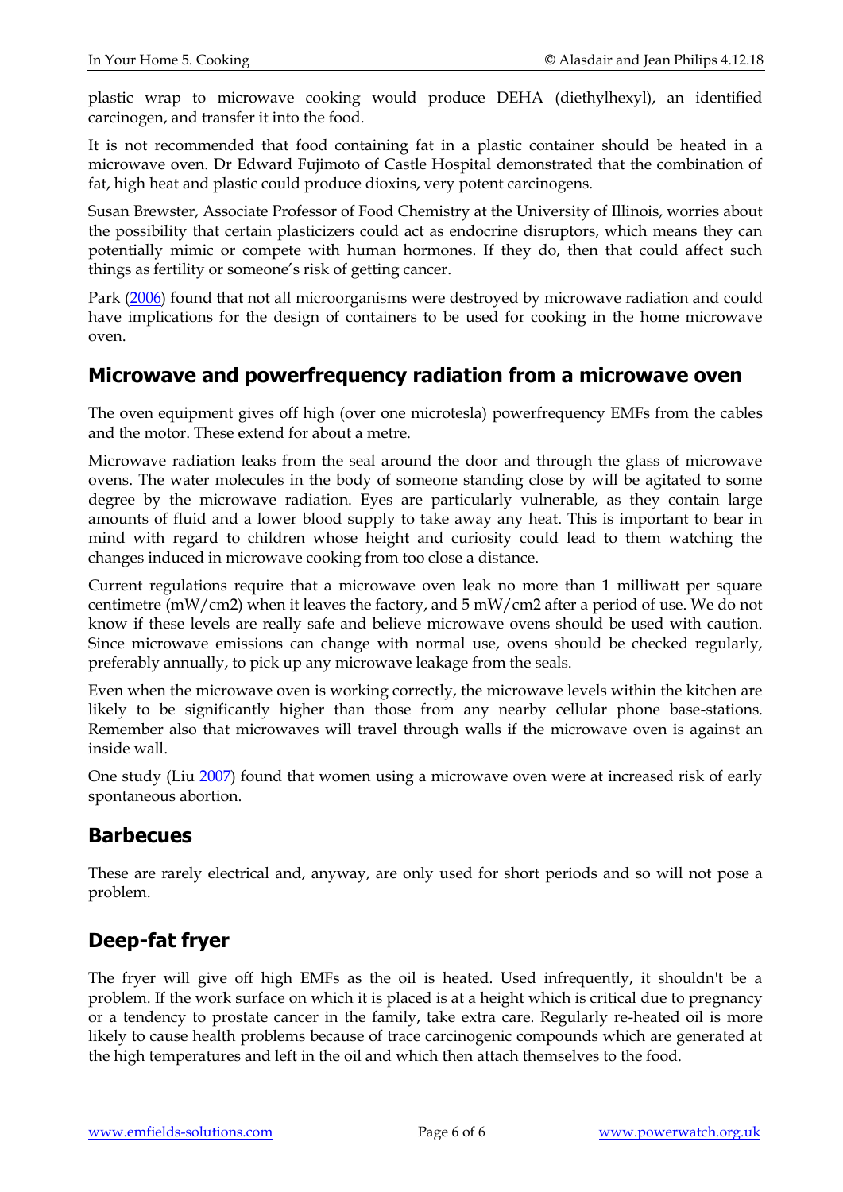plastic wrap to microwave cooking would produce DEHA (diethylhexyl), an identified carcinogen, and transfer it into the food.

It is not recommended that food containing fat in a plastic container should be heated in a microwave oven. Dr Edward Fujimoto of Castle Hospital demonstrated that the combination of fat, high heat and plastic could produce dioxins, very potent carcinogens.

Susan Brewster, Associate Professor of Food Chemistry at the University of Illinois, worries about the possibility that certain plasticizers could act as endocrine disruptors, which means they can potentially mimic or compete with human hormones. If they do, then that could affect such things as fertility or someone's risk of getting cancer.

Park (2006) found that not all microorganisms were destroyed by microwave radiation and could have implications for the design of containers to be used for cooking in the home microwave oven.

## Microwave and powerfrequency radiation from a microwave oven

The oven equipment gives off high (over one microtesla) powerfrequency EMFs from the cables and the motor. These extend for about a metre.

Microwave radiation leaks from the seal around the door and through the glass of microwave ovens. The water molecules in the body of someone standing close by will be agitated to some degree by the microwave radiation. Eyes are particularly vulnerable, as they contain large amounts of fluid and a lower blood supply to take away any heat. This is important to bear in mind with regard to children whose height and curiosity could lead to them watching the changes induced in microwave cooking from too close a distance.

Current regulations require that a microwave oven leak no more than 1 milliwatt per square centimetre (mW/cm2) when it leaves the factory, and 5 mW/cm2 after a period of use. We do not know if these levels are really safe and believe microwave ovens should be used with caution. Since microwave emissions can change with normal use, ovens should be checked regularly, preferably annually, to pick up any microwave leakage from the seals.

Even when the microwave oven is working correctly, the microwave levels within the kitchen are likely to be significantly higher than those from any nearby cellular phone base-stations. Remember also that microwaves will travel through walls if the microwave oven is against an inside wall.

One study (Liu 2007) found that women using a microwave oven were at increased risk of early spontaneous abortion.

## Barbecues

These are rarely electrical and, anyway, are only used for short periods and so will not pose a problem.

## Deep-fat fryer

The fryer will give off high EMFs as the oil is heated. Used infrequently, it shouldn't be a problem. If the work surface on which it is placed is at a height which is critical due to pregnancy or a tendency to prostate cancer in the family, take extra care. Regularly re-heated oil is more likely to cause health problems because of trace carcinogenic compounds which are generated at the high temperatures and left in the oil and which then attach themselves to the food.